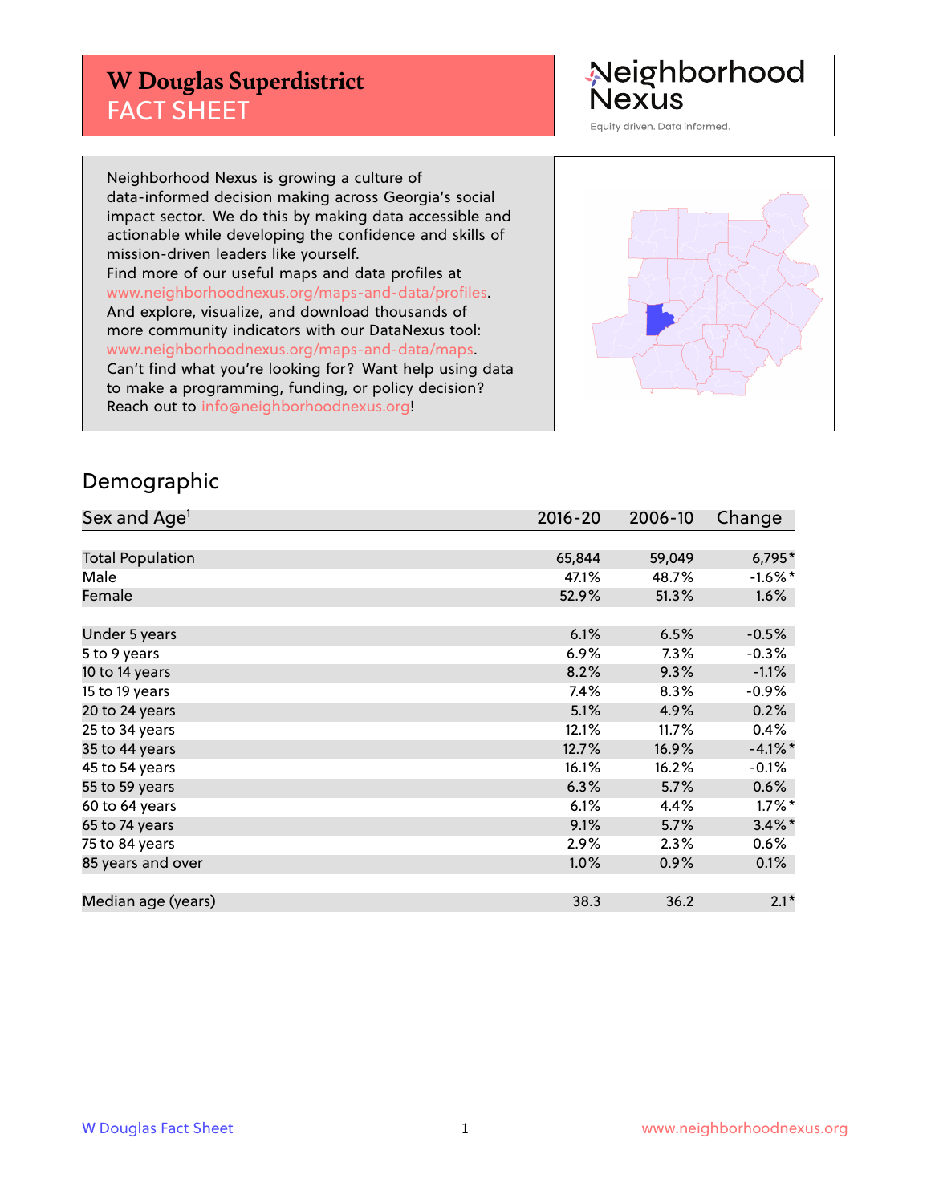# W Douglas Superdistrict FACT SHEET

Neighborhood Nexus

Equity driven. Data informed.

Neighborhood Nexus is growing a culture of data-informed decision making across Georgia's social impact sector. We do this by making data accessible and actionable while developing the confidence and skills of mission-driven leaders like yourself.
Find more of our useful maps and data profiles at www.neighborhoodnexus.org/maps-and-data/profiles.
And explore, visualize, and download thousands of more community indicators with our DataNexus tool: www.neighborhoodnexus.org/maps-and-data/maps.
Can't find what you're looking for? Want help using data to make a programming, funding, or policy decision? Reach out to info@neighborhoodnexus.org!

## Demographic

| Sex and Age[1] | 2016-20 | 2006-10 | Change |
|---|---|---|---|
| Total Population | 65,844 | 59,049 | 6,795* |
| Male | 47.1% | 48.7% | -1.6%* |
| Female | 52.9% | 51.3% | 1.6% |
| | | | |
| Under 5 years | 6.1% | 6.5% | -0.5% |
| 5 to 9 years | 6.9% | 7.3% | -0.3% |
| 10 to 14 years | 8.2% | 9.3% | -1.1% |
| 15 to 19 years | 7.4% | 8.3% | -0.9% |
| 20 to 24 years | 5.1% | 4.9% | 0.2% |
| 25 to 34 years | 12.1% | 11.7% | 0.4% |
| 35 to 44 years | 12.7% | 16.9% | -4.1%* |
| 45 to 54 years | 16.1% | 16.2% | -0.1% |
| 55 to 59 years | 6.3% | 5.7% | 0.6% |
| 60 to 64 years | 6.1% | 4.4% | 1.7%* |
| 65 to 74 years | 9.1% | 5.7% | 3.4%* |
| 75 to 84 years | 2.9% | 2.3% | 0.6% |
| 85 years and over | 1.0% | 0.9% | 0.1% |
| | | | |
| Median age (years) | 38.3 | 36.2 | 2.1* |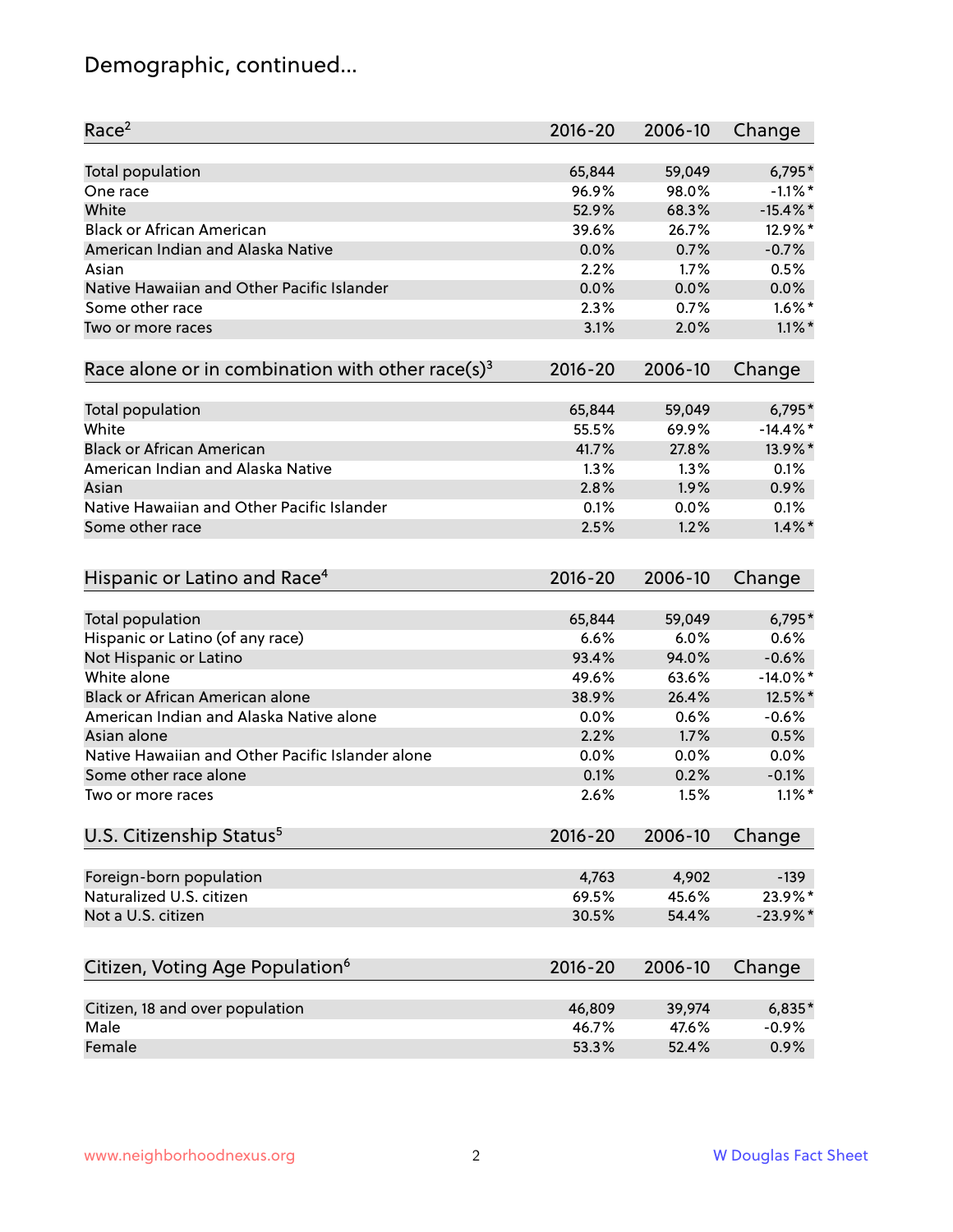# Demographic, continued...

| Race[2] | 2016-20 | 2006-10 | Change |
|---|---|---|---|
| Total population | 65,844 | 59,049 | 6,795* |
| One race | 96.9% | 98.0% | -1.1%* |
| White | 52.9% | 68.3% | -15.4%* |
| Black or African American | 39.6% | 26.7% | 12.9%* |
| American Indian and Alaska Native | 0.0% | 0.7% | -0.7% |
| Asian | 2.2% | 1.7% | 0.5% |
| Native Hawaiian and Other Pacific Islander | 0.0% | 0.0% | 0.0% |
| Some other race | 2.3% | 0.7% | 1.6%* |
| Two or more races | 3.1% | 2.0% | 1.1%* |

| Race alone or in combination with other race(s)[3] | 2016-20 | 2006-10 | Change |
|---|---|---|---|
| Total population | 65,844 | 59,049 | 6,795* |
| White | 55.5% | 69.9% | -14.4%* |
| Black or African American | 41.7% | 27.8% | 13.9%* |
| American Indian and Alaska Native | 1.3% | 1.3% | 0.1% |
| Asian | 2.8% | 1.9% | 0.9% |
| Native Hawaiian and Other Pacific Islander | 0.1% | 0.0% | 0.1% |
| Some other race | 2.5% | 1.2% | 1.4%* |

| Hispanic or Latino and Race[4] | 2016-20 | 2006-10 | Change |
|---|---|---|---|
| Total population | 65,844 | 59,049 | 6,795* |
| Hispanic or Latino (of any race) | 6.6% | 6.0% | 0.6% |
| Not Hispanic or Latino | 93.4% | 94.0% | -0.6% |
| White alone | 49.6% | 63.6% | -14.0%* |
| Black or African American alone | 38.9% | 26.4% | 12.5%* |
| American Indian and Alaska Native alone | 0.0% | 0.6% | -0.6% |
| Asian alone | 2.2% | 1.7% | 0.5% |
| Native Hawaiian and Other Pacific Islander alone | 0.0% | 0.0% | 0.0% |
| Some other race alone | 0.1% | 0.2% | -0.1% |
| Two or more races | 2.6% | 1.5% | 1.1%* |

| U.S. Citizenship Status[5] | 2016-20 | 2006-10 | Change |
|---|---|---|---|
| Foreign-born population | 4,763 | 4,902 | -139 |
| Naturalized U.S. citizen | 69.5% | 45.6% | 23.9%* |
| Not a U.S. citizen | 30.5% | 54.4% | -23.9%* |

| Citizen, Voting Age Population[6] | 2016-20 | 2006-10 | Change |
|---|---|---|---|
| Citizen, 18 and over population | 46,809 | 39,974 | 6,835* |
| Male | 46.7% | 47.6% | -0.9% |
| Female | 53.3% | 52.4% | 0.9% |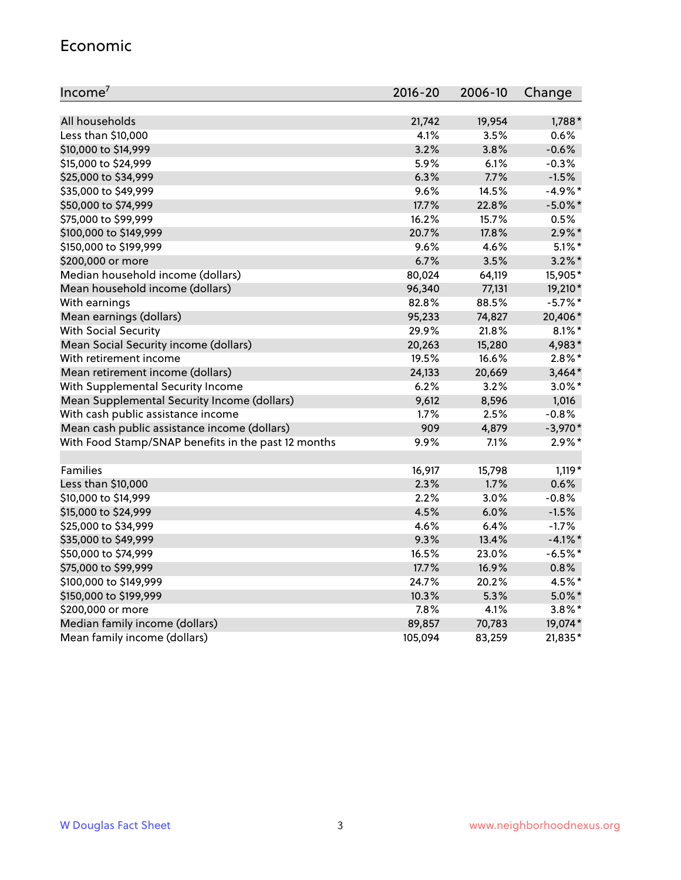## Economic

| Income[7] | 2016-20 | 2006-10 | Change |
|---|---|---|---|
| All households | 21,742 | 19,954 | 1,788* |
| Less than $10,000 | 4.1% | 3.5% | 0.6% |
| $10,000 to $14,999 | 3.2% | 3.8% | -0.6% |
| $15,000 to $24,999 | 5.9% | 6.1% | -0.3% |
| $25,000 to $34,999 | 6.3% | 7.7% | -1.5% |
| $35,000 to $49,999 | 9.6% | 14.5% | -4.9%* |
| $50,000 to $74,999 | 17.7% | 22.8% | -5.0%* |
| $75,000 to $99,999 | 16.2% | 15.7% | 0.5% |
| $100,000 to $149,999 | 20.7% | 17.8% | 2.9%* |
| $150,000 to $199,999 | 9.6% | 4.6% | 5.1%* |
| $200,000 or more | 6.7% | 3.5% | 3.2%* |
| Median household income (dollars) | 80,024 | 64,119 | 15,905* |
| Mean household income (dollars) | 96,340 | 77,131 | 19,210* |
| With earnings | 82.8% | 88.5% | -5.7%* |
| Mean earnings (dollars) | 95,233 | 74,827 | 20,406* |
| With Social Security | 29.9% | 21.8% | 8.1%* |
| Mean Social Security income (dollars) | 20,263 | 15,280 | 4,983* |
| With retirement income | 19.5% | 16.6% | 2.8%* |
| Mean retirement income (dollars) | 24,133 | 20,669 | 3,464* |
| With Supplemental Security Income | 6.2% | 3.2% | 3.0%* |
| Mean Supplemental Security Income (dollars) | 9,612 | 8,596 | 1,016 |
| With cash public assistance income | 1.7% | 2.5% | -0.8% |
| Mean cash public assistance income (dollars) | 909 | 4,879 | -3,970* |
| With Food Stamp/SNAP benefits in the past 12 months | 9.9% | 7.1% | 2.9%* |
| | | | |
| Families | 16,917 | 15,798 | 1,119* |
| Less than $10,000 | 2.3% | 1.7% | 0.6% |
| $10,000 to $14,999 | 2.2% | 3.0% | -0.8% |
| $15,000 to $24,999 | 4.5% | 6.0% | -1.5% |
| $25,000 to $34,999 | 4.6% | 6.4% | -1.7% |
| $35,000 to $49,999 | 9.3% | 13.4% | -4.1%* |
| $50,000 to $74,999 | 16.5% | 23.0% | -6.5%* |
| $75,000 to $99,999 | 17.7% | 16.9% | 0.8% |
| $100,000 to $149,999 | 24.7% | 20.2% | 4.5%* |
| $150,000 to $199,999 | 10.3% | 5.3% | 5.0%* |
| $200,000 or more | 7.8% | 4.1% | 3.8%* |
| Median family income (dollars) | 89,857 | 70,783 | 19,074* |
| Mean family income (dollars) | 105,094 | 83,259 | 21,835* |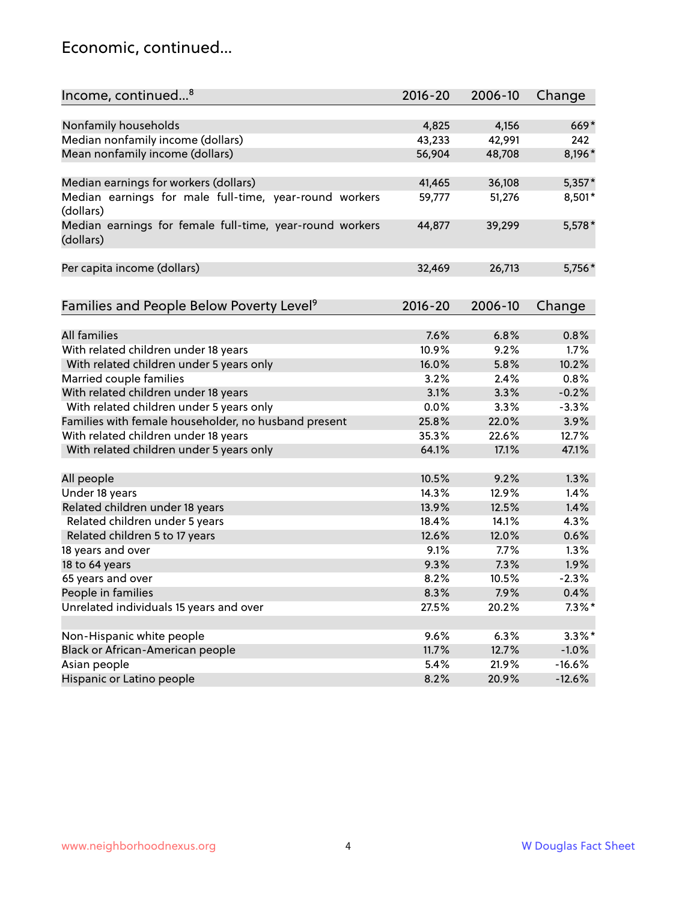## Economic, continued...

| Income, continued...[8] | 2016-20 | 2006-10 | Change |
|---|---|---|---|
| Nonfamily households | 4,825 | 4,156 | 669* |
| Median nonfamily income (dollars) | 43,233 | 42,991 | 242 |
| Mean nonfamily income (dollars) | 56,904 | 48,708 | 8,196* |
| Median earnings for workers (dollars) | 41,465 | 36,108 | 5,357* |
| Median earnings for male full-time, year-round workers (dollars) | 59,777 | 51,276 | 8,501* |
| Median earnings for female full-time, year-round workers (dollars) | 44,877 | 39,299 | 5,578* |
| Per capita income (dollars) | 32,469 | 26,713 | 5,756* |

| Families and People Below Poverty Level[9] | 2016-20 | 2006-10 | Change |
|---|---|---|---|
| All families | 7.6% | 6.8% | 0.8% |
| With related children under 18 years | 10.9% | 9.2% | 1.7% |
| With related children under 5 years only | 16.0% | 5.8% | 10.2% |
| Married couple families | 3.2% | 2.4% | 0.8% |
| With related children under 18 years | 3.1% | 3.3% | -0.2% |
| With related children under 5 years only | 0.0% | 3.3% | -3.3% |
| Families with female householder, no husband present | 25.8% | 22.0% | 3.9% |
| With related children under 18 years | 35.3% | 22.6% | 12.7% |
| With related children under 5 years only | 64.1% | 17.1% | 47.1% |
| All people | 10.5% | 9.2% | 1.3% |
| Under 18 years | 14.3% | 12.9% | 1.4% |
| Related children under 18 years | 13.9% | 12.5% | 1.4% |
| Related children under 5 years | 18.4% | 14.1% | 4.3% |
| Related children 5 to 17 years | 12.6% | 12.0% | 0.6% |
| 18 years and over | 9.1% | 7.7% | 1.3% |
| 18 to 64 years | 9.3% | 7.3% | 1.9% |
| 65 years and over | 8.2% | 10.5% | -2.3% |
| People in families | 8.3% | 7.9% | 0.4% |
| Unrelated individuals 15 years and over | 27.5% | 20.2% | 7.3%* |
| Non-Hispanic white people | 9.6% | 6.3% | 3.3%* |
| Black or African-American people | 11.7% | 12.7% | -1.0% |
| Asian people | 5.4% | 21.9% | -16.6% |
| Hispanic or Latino people | 8.2% | 20.9% | -12.6% |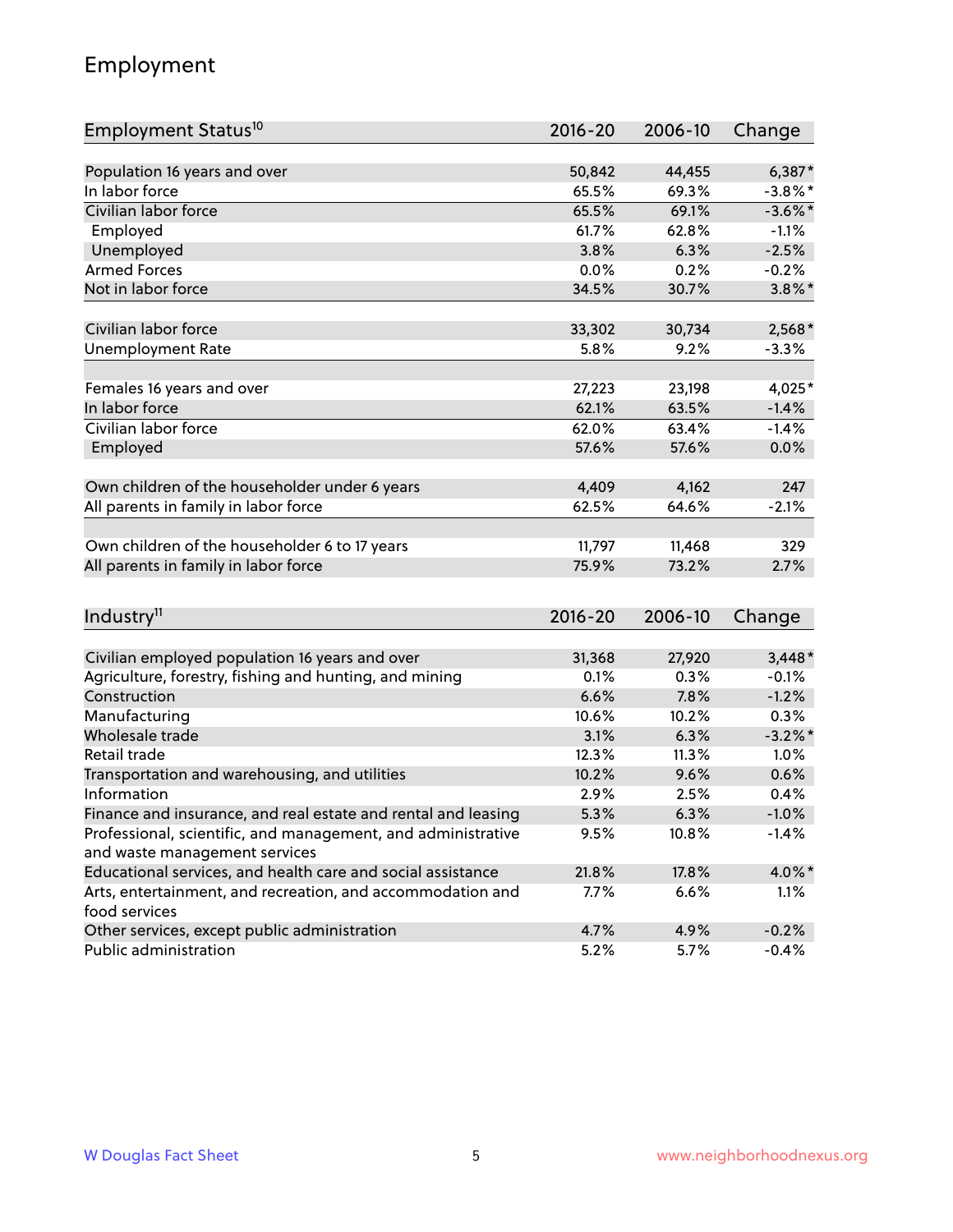# Employment

| Employment Status[10] | 2016-20 | 2006-10 | Change |
|---|---|---|---|
| Population 16 years and over | 50,842 | 44,455 | 6,387* |
| In labor force | 65.5% | 69.3% | -3.8%* |
| Civilian labor force | 65.5% | 69.1% | -3.6%* |
| Employed | 61.7% | 62.8% | -1.1% |
| Unemployed | 3.8% | 6.3% | -2.5% |
| Armed Forces | 0.0% | 0.2% | -0.2% |
| Not in labor force | 34.5% | 30.7% | 3.8%* |
| | | | |
| Civilian labor force | 33,302 | 30,734 | 2,568* |
| Unemployment Rate | 5.8% | 9.2% | -3.3% |
| | | | |
| Females 16 years and over | 27,223 | 23,198 | 4,025* |
| In labor force | 62.1% | 63.5% | -1.4% |
| Civilian labor force | 62.0% | 63.4% | -1.4% |
| Employed | 57.6% | 57.6% | 0.0% |
| | | | |
| Own children of the householder under 6 years | 4,409 | 4,162 | 247 |
| All parents in family in labor force | 62.5% | 64.6% | -2.1% |
| | | | |
| Own children of the householder 6 to 17 years | 11,797 | 11,468 | 329 |
| All parents in family in labor force | 75.9% | 73.2% | 2.7% |

| Industry[11] | 2016-20 | 2006-10 | Change |
|---|---|---|---|
| Civilian employed population 16 years and over | 31,368 | 27,920 | 3,448* |
| Agriculture, forestry, fishing and hunting, and mining | 0.1% | 0.3% | -0.1% |
| Construction | 6.6% | 7.8% | -1.2% |
| Manufacturing | 10.6% | 10.2% | 0.3% |
| Wholesale trade | 3.1% | 6.3% | -3.2%* |
| Retail trade | 12.3% | 11.3% | 1.0% |
| Transportation and warehousing, and utilities | 10.2% | 9.6% | 0.6% |
| Information | 2.9% | 2.5% | 0.4% |
| Finance and insurance, and real estate and rental and leasing | 5.3% | 6.3% | -1.0% |
| Professional, scientific, and management, and administrative and waste management services | 9.5% | 10.8% | -1.4% |
| Educational services, and health care and social assistance | 21.8% | 17.8% | 4.0%* |
| Arts, entertainment, and recreation, and accommodation and food services | 7.7% | 6.6% | 1.1% |
| Other services, except public administration | 4.7% | 4.9% | -0.2% |
| Public administration | 5.2% | 5.7% | -0.4% |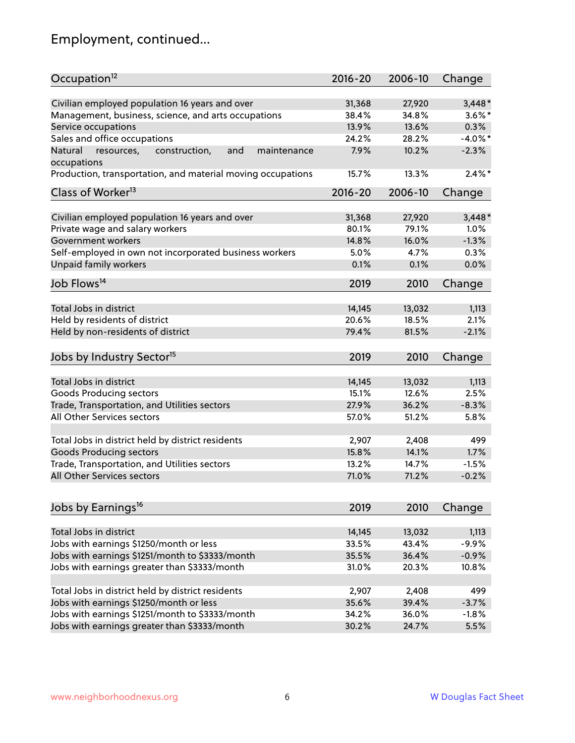## Employment, continued...

| Occupation[12] | 2016-20 | 2006-10 | Change |
|---|---|---|---|
| Civilian employed population 16 years and over | 31,368 | 27,920 | 3,448* |
| Management, business, science, and arts occupations | 38.4% | 34.8% | 3.6%* |
| Service occupations | 13.9% | 13.6% | 0.3% |
| Sales and office occupations | 24.2% | 28.2% | -4.0%* |
| Natural resources, construction, and maintenance occupations | 7.9% | 10.2% | -2.3% |
| Production, transportation, and material moving occupations | 15.7% | 13.3% | 2.4%* |

| Class of Worker[13] | 2016-20 | 2006-10 | Change |
|---|---|---|---|
| Civilian employed population 16 years and over | 31,368 | 27,920 | 3,448* |
| Private wage and salary workers | 80.1% | 79.1% | 1.0% |
| Government workers | 14.8% | 16.0% | -1.3% |
| Self-employed in own not incorporated business workers | 5.0% | 4.7% | 0.3% |
| Unpaid family workers | 0.1% | 0.1% | 0.0% |

| Job Flows[14] | 2019 | 2010 | Change |
|---|---|---|---|
| Total Jobs in district | 14,145 | 13,032 | 1,113 |
| Held by residents of district | 20.6% | 18.5% | 2.1% |
| Held by non-residents of district | 79.4% | 81.5% | -2.1% |

| Jobs by Industry Sector[15] | 2019 | 2010 | Change |
|---|---|---|---|
| Total Jobs in district | 14,145 | 13,032 | 1,113 |
| Goods Producing sectors | 15.1% | 12.6% | 2.5% |
| Trade, Transportation, and Utilities sectors | 27.9% | 36.2% | -8.3% |
| All Other Services sectors | 57.0% | 51.2% | 5.8% |
| | | | |
| Total Jobs in district held by district residents | 2,907 | 2,408 | 499 |
| Goods Producing sectors | 15.8% | 14.1% | 1.7% |
| Trade, Transportation, and Utilities sectors | 13.2% | 14.7% | -1.5% |
| All Other Services sectors | 71.0% | 71.2% | -0.2% |

| Jobs by Earnings[16] | 2019 | 2010 | Change |
|---|---|---|---|
| Total Jobs in district | 14,145 | 13,032 | 1,113 |
| Jobs with earnings $1250/month or less | 33.5% | 43.4% | -9.9% |
| Jobs with earnings $1251/month to $3333/month | 35.5% | 36.4% | -0.9% |
| Jobs with earnings greater than $3333/month | 31.0% | 20.3% | 10.8% |
| | | | |
| Total Jobs in district held by district residents | 2,907 | 2,408 | 499 |
| Jobs with earnings $1250/month or less | 35.6% | 39.4% | -3.7% |
| Jobs with earnings $1251/month to $3333/month | 34.2% | 36.0% | -1.8% |
| Jobs with earnings greater than $3333/month | 30.2% | 24.7% | 5.5% |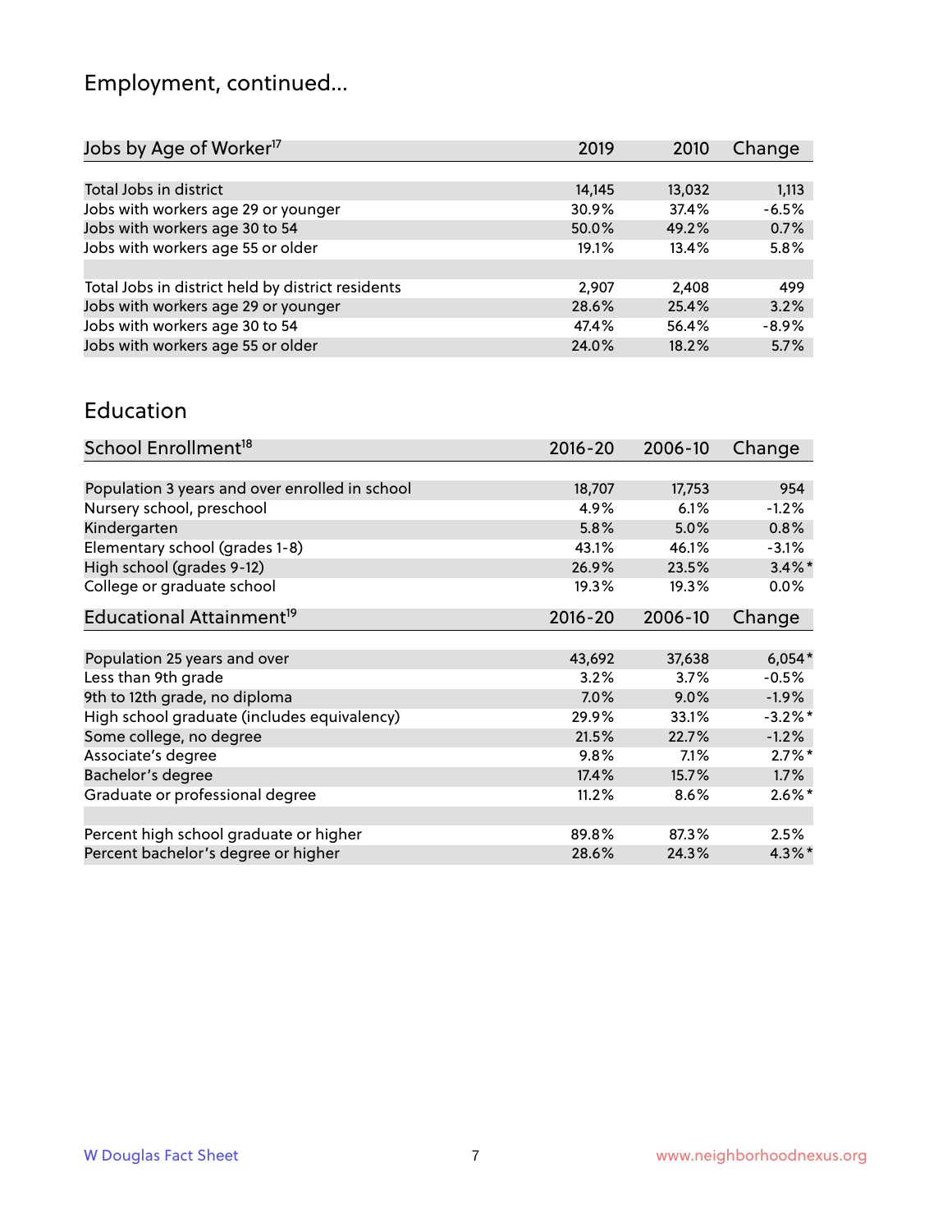## Employment, continued...

| Jobs by Age of Worker[17] | 2019 | 2010 | Change |
|---|---|---|---|
| Total Jobs in district | 14,145 | 13,032 | 1,113 |
| Jobs with workers age 29 or younger | 30.9% | 37.4% | -6.5% |
| Jobs with workers age 30 to 54 | 50.0% | 49.2% | 0.7% |
| Jobs with workers age 55 or older | 19.1% | 13.4% | 5.8% |
| | | | |
| Total Jobs in district held by district residents | 2,907 | 2,408 | 499 |
| Jobs with workers age 29 or younger | 28.6% | 25.4% | 3.2% |
| Jobs with workers age 30 to 54 | 47.4% | 56.4% | -8.9% |
| Jobs with workers age 55 or older | 24.0% | 18.2% | 5.7% |

## Education

| School Enrollment[18] | 2016-20 | 2006-10 | Change |
|---|---|---|---|
| Population 3 years and over enrolled in school | 18,707 | 17,753 | 954 |
| Nursery school, preschool | 4.9% | 6.1% | -1.2% |
| Kindergarten | 5.8% | 5.0% | 0.8% |
| Elementary school (grades 1-8) | 43.1% | 46.1% | -3.1% |
| High school (grades 9-12) | 26.9% | 23.5% | 3.4%* |
| College or graduate school | 19.3% | 19.3% | 0.0% |

| Educational Attainment[19] | 2016-20 | 2006-10 | Change |
|---|---|---|---|
| Population 25 years and over | 43,692 | 37,638 | 6,054* |
| Less than 9th grade | 3.2% | 3.7% | -0.5% |
| 9th to 12th grade, no diploma | 7.0% | 9.0% | -1.9% |
| High school graduate (includes equivalency) | 29.9% | 33.1% | -3.2%* |
| Some college, no degree | 21.5% | 22.7% | -1.2% |
| Associate's degree | 9.8% | 7.1% | 2.7%* |
| Bachelor's degree | 17.4% | 15.7% | 1.7% |
| Graduate or professional degree | 11.2% | 8.6% | 2.6%* |
| | | | |
| Percent high school graduate or higher | 89.8% | 87.3% | 2.5% |
| Percent bachelor's degree or higher | 28.6% | 24.3% | 4.3%* |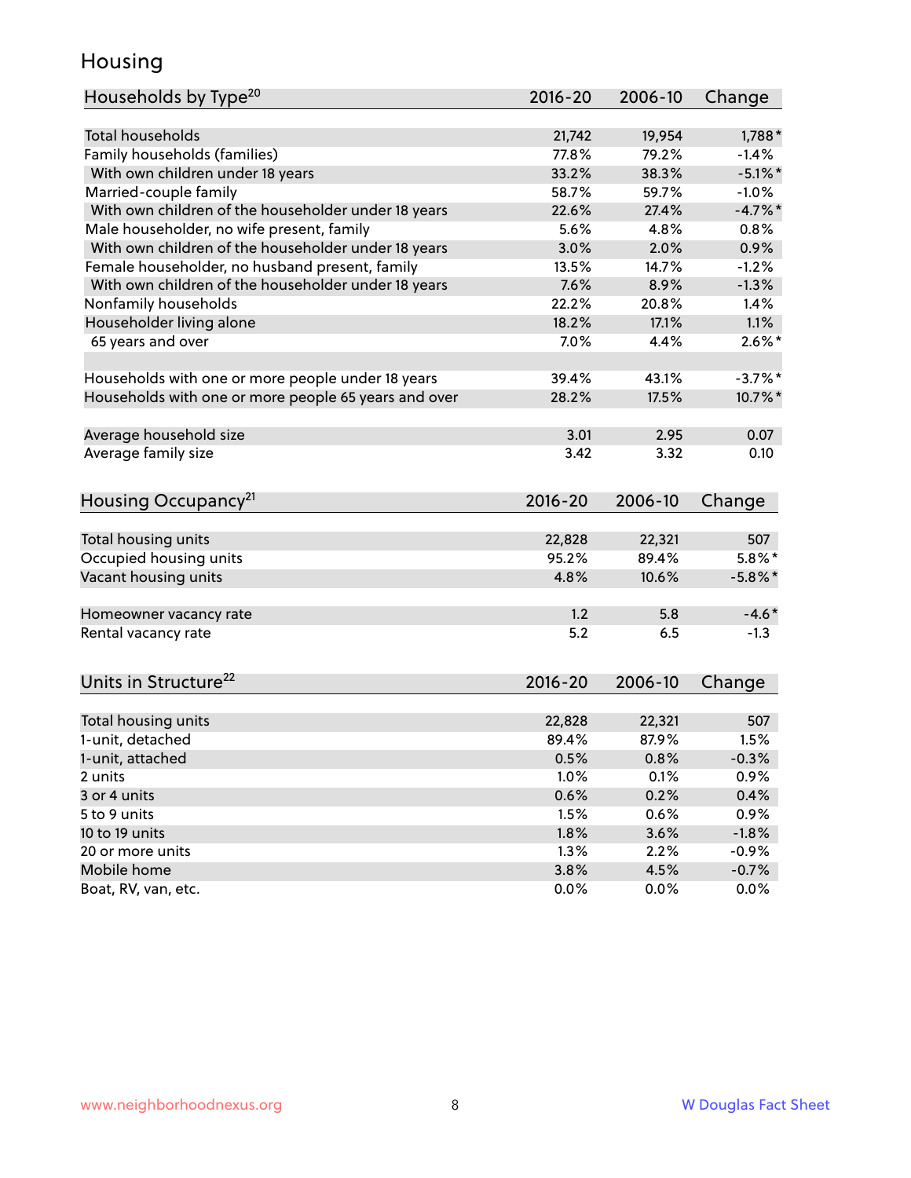# Housing

| Households by Type[20] | 2016-20 | 2006-10 | Change |
|---|---|---|---|
| Total households | 21,742 | 19,954 | 1,788* |
| Family households (families) | 77.8% | 79.2% | -1.4% |
| With own children under 18 years | 33.2% | 38.3% | -5.1%* |
| Married-couple family | 58.7% | 59.7% | -1.0% |
| With own children of the householder under 18 years | 22.6% | 27.4% | -4.7%* |
| Male householder, no wife present, family | 5.6% | 4.8% | 0.8% |
| With own children of the householder under 18 years | 3.0% | 2.0% | 0.9% |
| Female householder, no husband present, family | 13.5% | 14.7% | -1.2% |
| With own children of the householder under 18 years | 7.6% | 8.9% | -1.3% |
| Nonfamily households | 22.2% | 20.8% | 1.4% |
| Householder living alone | 18.2% | 17.1% | 1.1% |
| 65 years and over | 7.0% | 4.4% | 2.6%* |
| | | | |
| Households with one or more people under 18 years | 39.4% | 43.1% | -3.7%* |
| Households with one or more people 65 years and over | 28.2% | 17.5% | 10.7%* |
| | | | |
| Average household size | 3.01 | 2.95 | 0.07 |
| Average family size | 3.42 | 3.32 | 0.10 |

| Housing Occupancy[21] | 2016-20 | 2006-10 | Change |
|---|---|---|---|
| Total housing units | 22,828 | 22,321 | 507 |
| Occupied housing units | 95.2% | 89.4% | 5.8%* |
| Vacant housing units | 4.8% | 10.6% | -5.8%* |
| | | | |
| Homeowner vacancy rate | 1.2 | 5.8 | -4.6* |
| Rental vacancy rate | 5.2 | 6.5 | -1.3 |

| Units in Structure[22] | 2016-20 | 2006-10 | Change |
|---|---|---|---|
| Total housing units | 22,828 | 22,321 | 507 |
| 1-unit, detached | 89.4% | 87.9% | 1.5% |
| 1-unit, attached | 0.5% | 0.8% | -0.3% |
| 2 units | 1.0% | 0.1% | 0.9% |
| 3 or 4 units | 0.6% | 0.2% | 0.4% |
| 5 to 9 units | 1.5% | 0.6% | 0.9% |
| 10 to 19 units | 1.8% | 3.6% | -1.8% |
| 20 or more units | 1.3% | 2.2% | -0.9% |
| Mobile home | 3.8% | 4.5% | -0.7% |
| Boat, RV, van, etc. | 0.0% | 0.0% | 0.0% |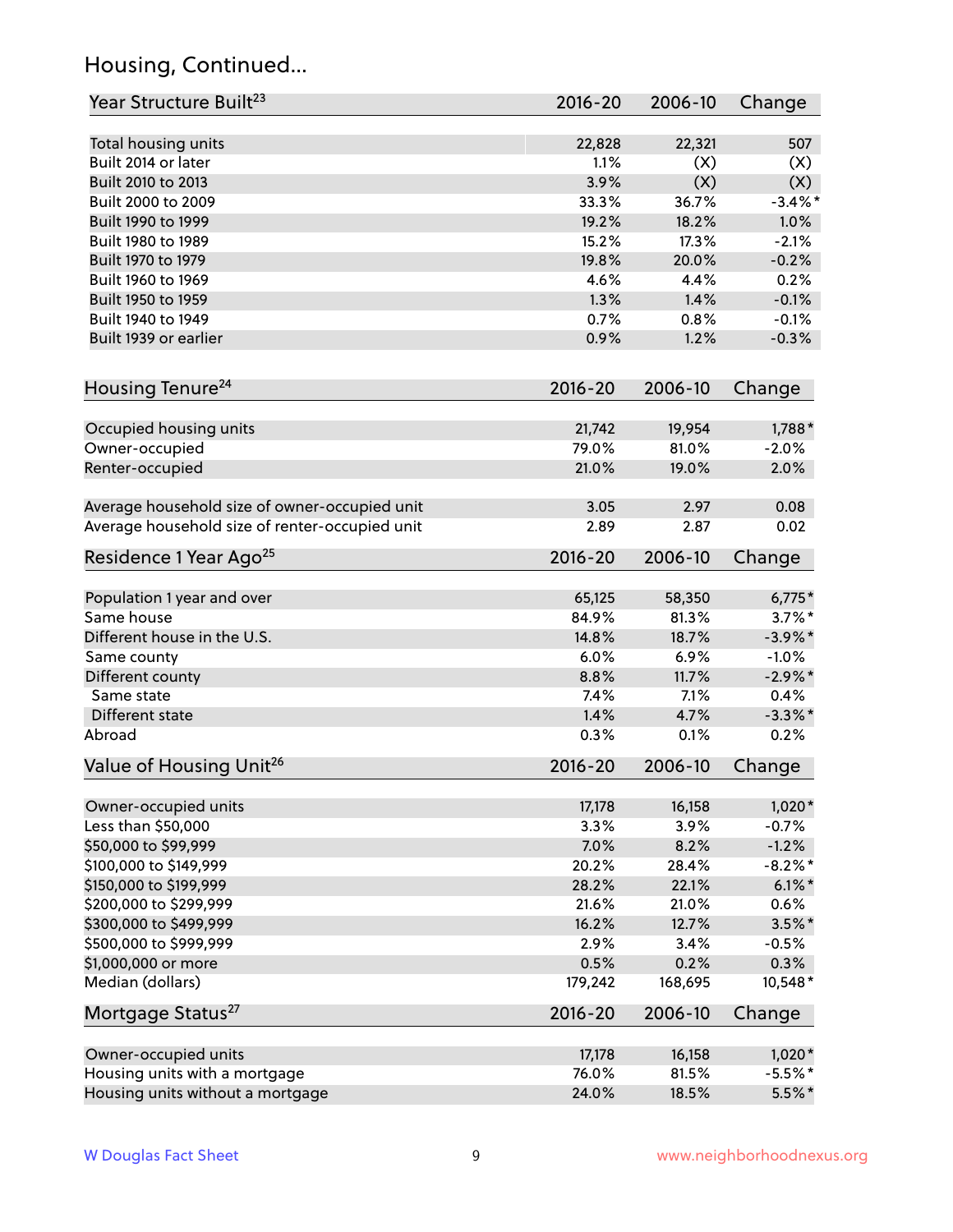## Housing, Continued...

| Year Structure Built[23] | 2016-20 | 2006-10 | Change |
|---|---|---|---|
| Total housing units | 22,828 | 22,321 | 507 |
| Built 2014 or later | 1.1% | (X) | (X) |
| Built 2010 to 2013 | 3.9% | (X) | (X) |
| Built 2000 to 2009 | 33.3% | 36.7% | -3.4%* |
| Built 1990 to 1999 | 19.2% | 18.2% | 1.0% |
| Built 1980 to 1989 | 15.2% | 17.3% | -2.1% |
| Built 1970 to 1979 | 19.8% | 20.0% | -0.2% |
| Built 1960 to 1969 | 4.6% | 4.4% | 0.2% |
| Built 1950 to 1959 | 1.3% | 1.4% | -0.1% |
| Built 1940 to 1949 | 0.7% | 0.8% | -0.1% |
| Built 1939 or earlier | 0.9% | 1.2% | -0.3% |

| Housing Tenure[24] | 2016-20 | 2006-10 | Change |
|---|---|---|---|
| Occupied housing units | 21,742 | 19,954 | 1,788* |
| Owner-occupied | 79.0% | 81.0% | -2.0% |
| Renter-occupied | 21.0% | 19.0% | 2.0% |
| Average household size of owner-occupied unit | 3.05 | 2.97 | 0.08 |
| Average household size of renter-occupied unit | 2.89 | 2.87 | 0.02 |

| Residence 1 Year Ago[25] | 2016-20 | 2006-10 | Change |
|---|---|---|---|
| Population 1 year and over | 65,125 | 58,350 | 6,775* |
| Same house | 84.9% | 81.3% | 3.7%* |
| Different house in the U.S. | 14.8% | 18.7% | -3.9%* |
| Same county | 6.0% | 6.9% | -1.0% |
| Different county | 8.8% | 11.7% | -2.9%* |
| Same state | 7.4% | 7.1% | 0.4% |
| Different state | 1.4% | 4.7% | -3.3%* |
| Abroad | 0.3% | 0.1% | 0.2% |

| Value of Housing Unit[26] | 2016-20 | 2006-10 | Change |
|---|---|---|---|
| Owner-occupied units | 17,178 | 16,158 | 1,020* |
| Less than $50,000 | 3.3% | 3.9% | -0.7% |
| $50,000 to $99,999 | 7.0% | 8.2% | -1.2% |
| $100,000 to $149,999 | 20.2% | 28.4% | -8.2%* |
| $150,000 to $199,999 | 28.2% | 22.1% | 6.1%* |
| $200,000 to $299,999 | 21.6% | 21.0% | 0.6% |
| $300,000 to $499,999 | 16.2% | 12.7% | 3.5%* |
| $500,000 to $999,999 | 2.9% | 3.4% | -0.5% |
| $1,000,000 or more | 0.5% | 0.2% | 0.3% |
| Median (dollars) | 179,242 | 168,695 | 10,548* |

| Mortgage Status[27] | 2016-20 | 2006-10 | Change |
|---|---|---|---|
| Owner-occupied units | 17,178 | 16,158 | 1,020* |
| Housing units with a mortgage | 76.0% | 81.5% | -5.5%* |
| Housing units without a mortgage | 24.0% | 18.5% | 5.5%* |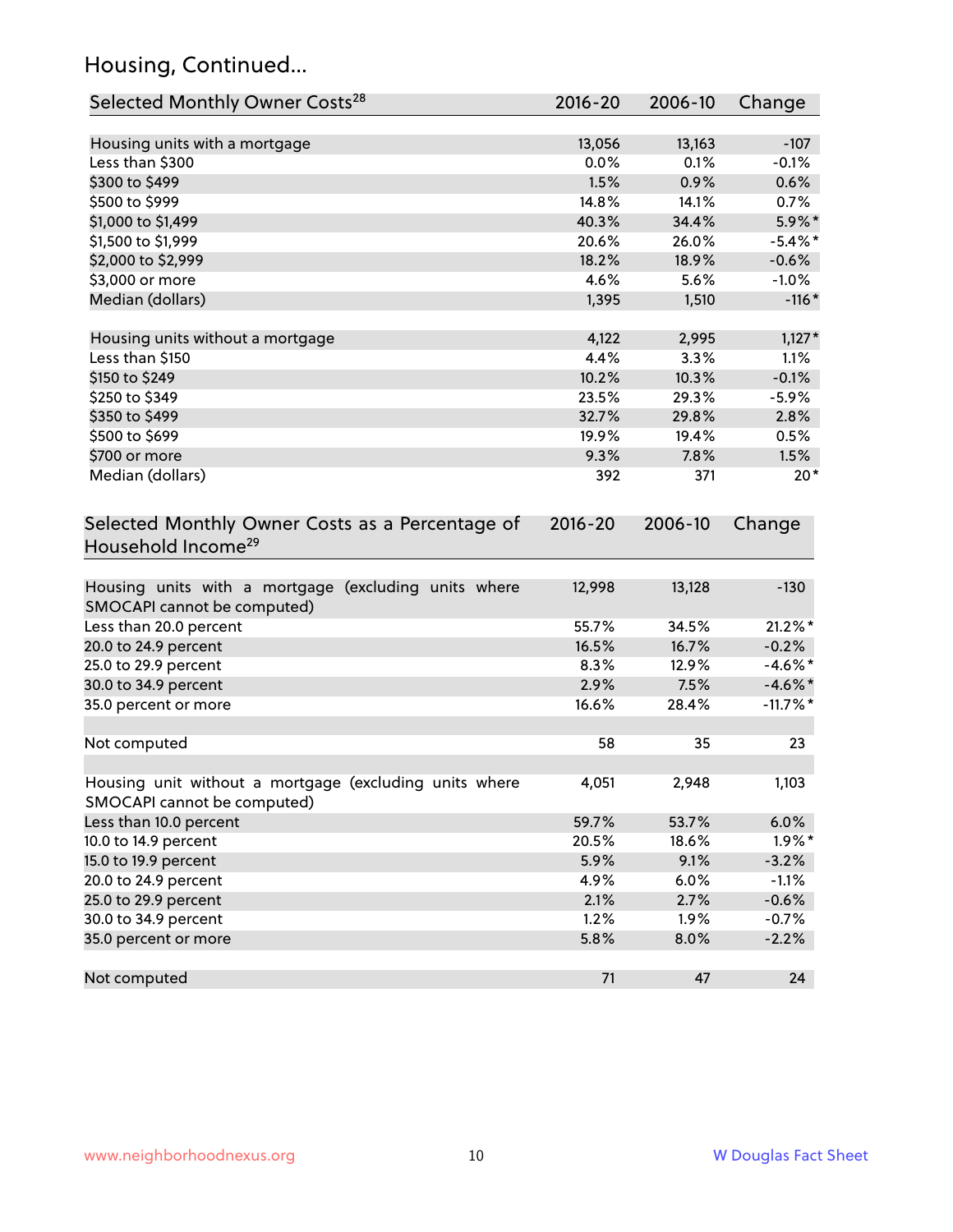## Housing, Continued...

| Selected Monthly Owner Costs[28] | 2016-20 | 2006-10 | Change |
|---|---|---|---|
| Housing units with a mortgage | 13,056 | 13,163 | -107 |
| Less than $300 | 0.0% | 0.1% | -0.1% |
| $300 to $499 | 1.5% | 0.9% | 0.6% |
| $500 to $999 | 14.8% | 14.1% | 0.7% |
| $1,000 to $1,499 | 40.3% | 34.4% | 5.9%* |
| $1,500 to $1,999 | 20.6% | 26.0% | -5.4%* |
| $2,000 to $2,999 | 18.2% | 18.9% | -0.6% |
| $3,000 or more | 4.6% | 5.6% | -1.0% |
| Median (dollars) | 1,395 | 1,510 | -116* |
| | | | |
| Housing units without a mortgage | 4,122 | 2,995 | 1,127* |
| Less than $150 | 4.4% | 3.3% | 1.1% |
| $150 to $249 | 10.2% | 10.3% | -0.1% |
| $250 to $349 | 23.5% | 29.3% | -5.9% |
| $350 to $499 | 32.7% | 29.8% | 2.8% |
| $500 to $699 | 19.9% | 19.4% | 0.5% |
| $700 or more | 9.3% | 7.8% | 1.5% |
| Median (dollars) | 392 | 371 | 20* |

| Selected Monthly Owner Costs as a Percentage of Household Income[29] | 2016-20 | 2006-10 | Change |
|---|---|---|---|
| Housing units with a mortgage (excluding units where SMOCAPI cannot be computed) | 12,998 | 13,128 | -130 |
| Less than 20.0 percent | 55.7% | 34.5% | 21.2%* |
| 20.0 to 24.9 percent | 16.5% | 16.7% | -0.2% |
| 25.0 to 29.9 percent | 8.3% | 12.9% | -4.6%* |
| 30.0 to 34.9 percent | 2.9% | 7.5% | -4.6%* |
| 35.0 percent or more | 16.6% | 28.4% | -11.7%* |
| | | | |
| Not computed | 58 | 35 | 23 |
| | | | |
| Housing unit without a mortgage (excluding units where SMOCAPI cannot be computed) | 4,051 | 2,948 | 1,103 |
| Less than 10.0 percent | 59.7% | 53.7% | 6.0% |
| 10.0 to 14.9 percent | 20.5% | 18.6% | 1.9%* |
| 15.0 to 19.9 percent | 5.9% | 9.1% | -3.2% |
| 20.0 to 24.9 percent | 4.9% | 6.0% | -1.1% |
| 25.0 to 29.9 percent | 2.1% | 2.7% | -0.6% |
| 30.0 to 34.9 percent | 1.2% | 1.9% | -0.7% |
| 35.0 percent or more | 5.8% | 8.0% | -2.2% |
| | | | |
| Not computed | 71 | 47 | 24 |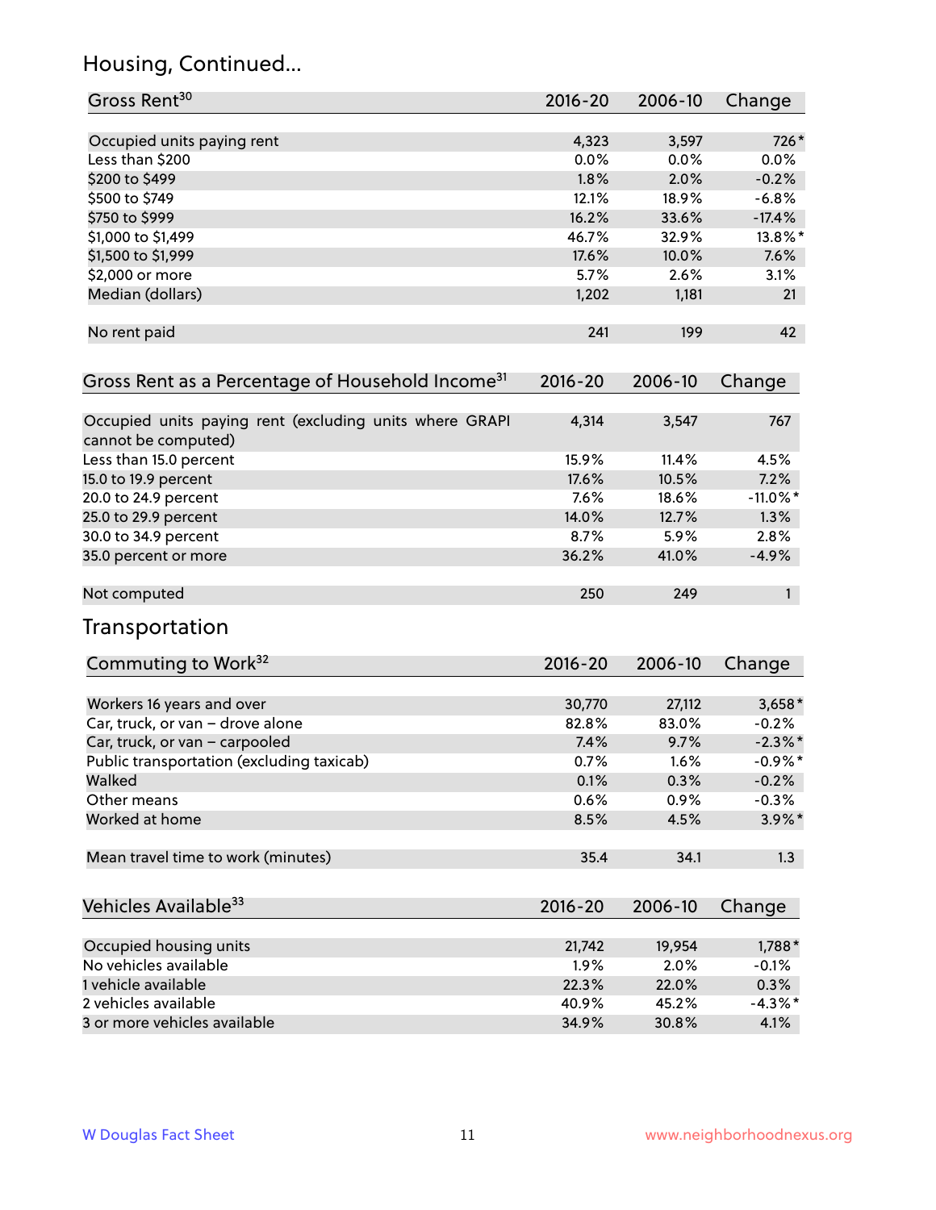## Housing, Continued...

| Gross Rent[30] | 2016-20 | 2006-10 | Change |
|---|---|---|---|
| Occupied units paying rent | 4,323 | 3,597 | 726* |
| Less than $200 | 0.0% | 0.0% | 0.0% |
| $200 to $499 | 1.8% | 2.0% | -0.2% |
| $500 to $749 | 12.1% | 18.9% | -6.8% |
| $750 to $999 | 16.2% | 33.6% | -17.4% |
| $1,000 to $1,499 | 46.7% | 32.9% | 13.8%* |
| $1,500 to $1,999 | 17.6% | 10.0% | 7.6% |
| $2,000 or more | 5.7% | 2.6% | 3.1% |
| Median (dollars) | 1,202 | 1,181 | 21 |
| No rent paid | 241 | 199 | 42 |

| Gross Rent as a Percentage of Household Income[31] | 2016-20 | 2006-10 | Change |
|---|---|---|---|
| Occupied units paying rent (excluding units where GRAPI cannot be computed) | 4,314 | 3,547 | 767 |
| Less than 15.0 percent | 15.9% | 11.4% | 4.5% |
| 15.0 to 19.9 percent | 17.6% | 10.5% | 7.2% |
| 20.0 to 24.9 percent | 7.6% | 18.6% | -11.0%* |
| 25.0 to 29.9 percent | 14.0% | 12.7% | 1.3% |
| 30.0 to 34.9 percent | 8.7% | 5.9% | 2.8% |
| 35.0 percent or more | 36.2% | 41.0% | -4.9% |
| Not computed | 250 | 249 | 1 |

## Transportation

| Commuting to Work[32] | 2016-20 | 2006-10 | Change |
|---|---|---|---|
| Workers 16 years and over | 30,770 | 27,112 | 3,658* |
| Car, truck, or van – drove alone | 82.8% | 83.0% | -0.2% |
| Car, truck, or van – carpooled | 7.4% | 9.7% | -2.3%* |
| Public transportation (excluding taxicab) | 0.7% | 1.6% | -0.9%* |
| Walked | 0.1% | 0.3% | -0.2% |
| Other means | 0.6% | 0.9% | -0.3% |
| Worked at home | 8.5% | 4.5% | 3.9%* |
| Mean travel time to work (minutes) | 35.4 | 34.1 | 1.3 |

| Vehicles Available[33] | 2016-20 | 2006-10 | Change |
|---|---|---|---|
| Occupied housing units | 21,742 | 19,954 | 1,788* |
| No vehicles available | 1.9% | 2.0% | -0.1% |
| 1 vehicle available | 22.3% | 22.0% | 0.3% |
| 2 vehicles available | 40.9% | 45.2% | -4.3%* |
| 3 or more vehicles available | 34.9% | 30.8% | 4.1% |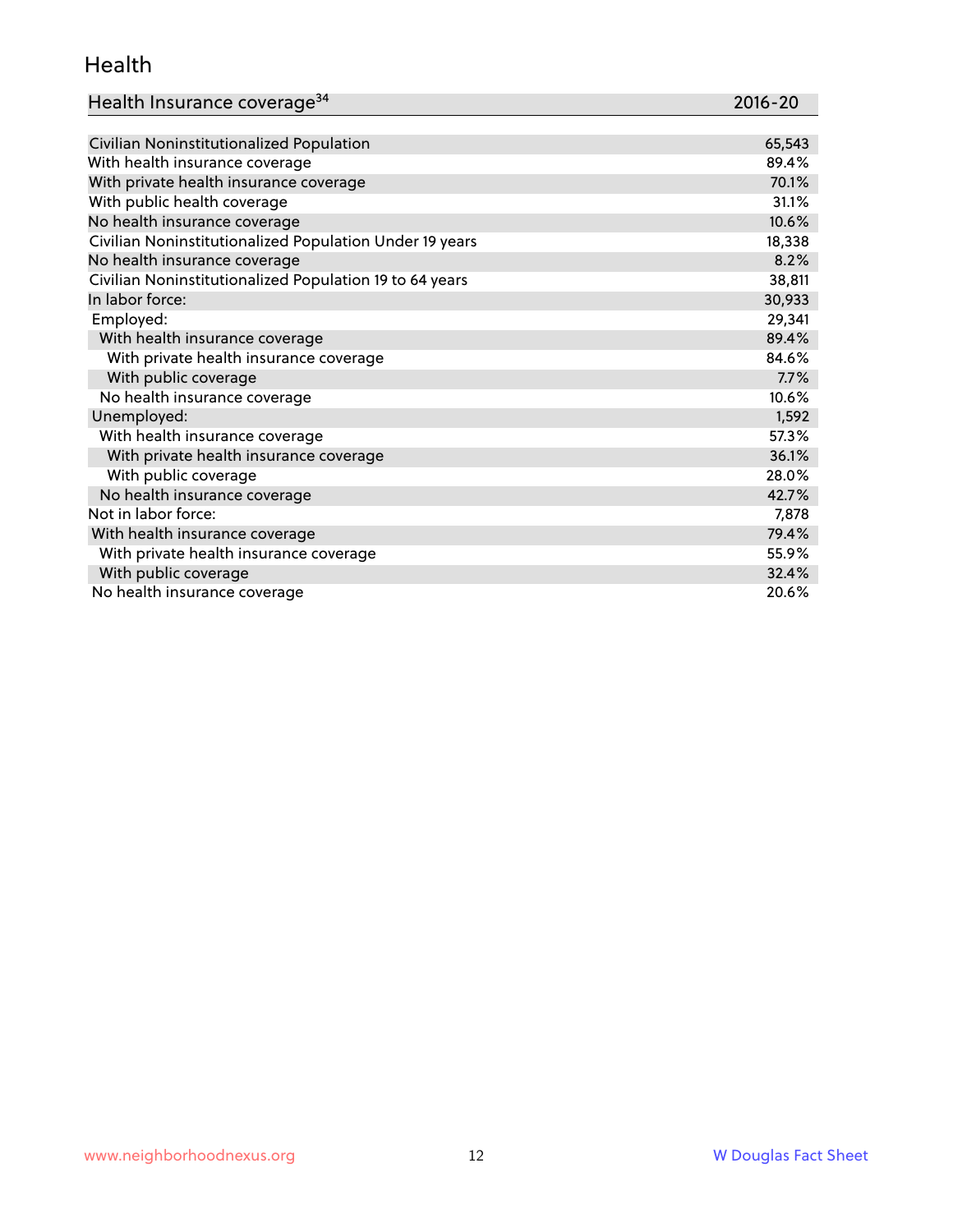## Health

| Health Insurance coverage[34] | 2016-20 |
|---|---|
| Civilian Noninstitutionalized Population | 65,543 |
| With health insurance coverage | 89.4% |
| With private health insurance coverage | 70.1% |
| With public health coverage | 31.1% |
| No health insurance coverage | 10.6% |
| Civilian Noninstitutionalized Population Under 19 years | 18,338 |
| No health insurance coverage | 8.2% |
| Civilian Noninstitutionalized Population 19 to 64 years | 38,811 |
| In labor force: | 30,933 |
| Employed: | 29,341 |
| With health insurance coverage | 89.4% |
| With private health insurance coverage | 84.6% |
| With public coverage | 7.7% |
| No health insurance coverage | 10.6% |
| Unemployed: | 1,592 |
| With health insurance coverage | 57.3% |
| With private health insurance coverage | 36.1% |
| With public coverage | 28.0% |
| No health insurance coverage | 42.7% |
| Not in labor force: | 7,878 |
| With health insurance coverage | 79.4% |
| With private health insurance coverage | 55.9% |
| With public coverage | 32.4% |
| No health insurance coverage | 20.6% |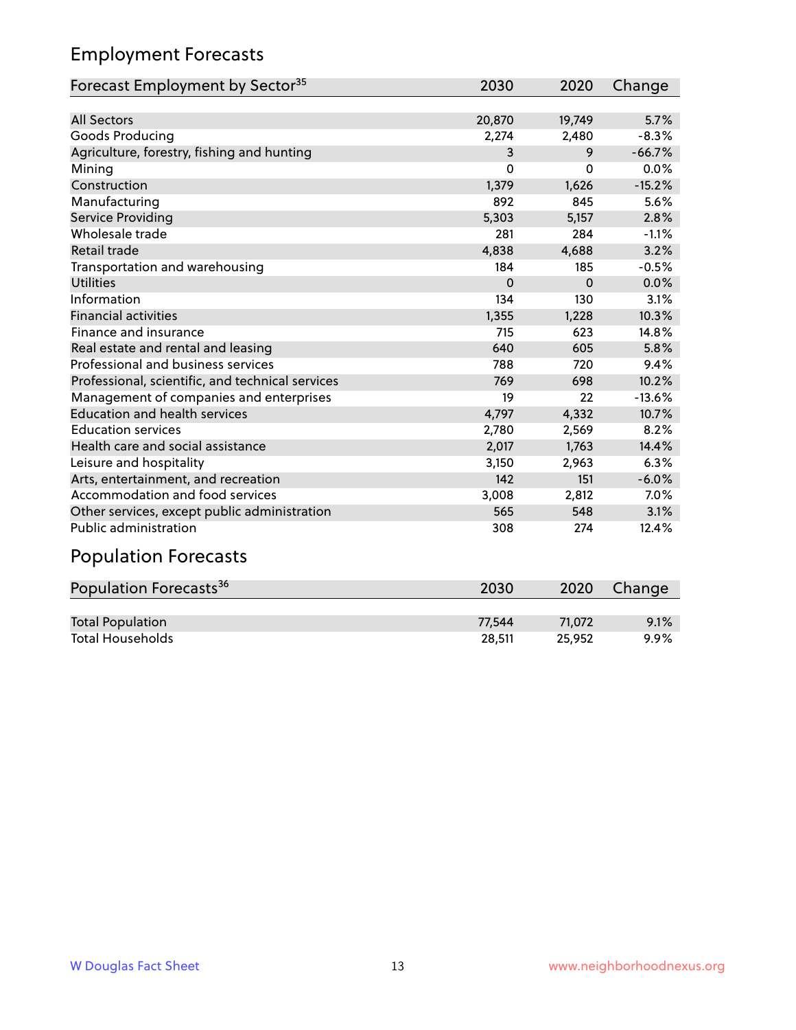## Employment Forecasts

| Forecast Employment by Sector[35] | 2030 | 2020 | Change |
|---|---|---|---|
| All Sectors | 20,870 | 19,749 | 5.7% |
| Goods Producing | 2,274 | 2,480 | -8.3% |
| Agriculture, forestry, fishing and hunting | 3 | 9 | -66.7% |
| Mining | 0 | 0 | 0.0% |
| Construction | 1,379 | 1,626 | -15.2% |
| Manufacturing | 892 | 845 | 5.6% |
| Service Providing | 5,303 | 5,157 | 2.8% |
| Wholesale trade | 281 | 284 | -1.1% |
| Retail trade | 4,838 | 4,688 | 3.2% |
| Transportation and warehousing | 184 | 185 | -0.5% |
| Utilities | 0 | 0 | 0.0% |
| Information | 134 | 130 | 3.1% |
| Financial activities | 1,355 | 1,228 | 10.3% |
| Finance and insurance | 715 | 623 | 14.8% |
| Real estate and rental and leasing | 640 | 605 | 5.8% |
| Professional and business services | 788 | 720 | 9.4% |
| Professional, scientific, and technical services | 769 | 698 | 10.2% |
| Management of companies and enterprises | 19 | 22 | -13.6% |
| Education and health services | 4,797 | 4,332 | 10.7% |
| Education services | 2,780 | 2,569 | 8.2% |
| Health care and social assistance | 2,017 | 1,763 | 14.4% |
| Leisure and hospitality | 3,150 | 2,963 | 6.3% |
| Arts, entertainment, and recreation | 142 | 151 | -6.0% |
| Accommodation and food services | 3,008 | 2,812 | 7.0% |
| Other services, except public administration | 565 | 548 | 3.1% |
| Public administration | 308 | 274 | 12.4% |

## Population Forecasts

| Population Forecasts[36] | 2030 | 2020 | Change |
|---|---|---|---|
| Total Population | 77,544 | 71,072 | 9.1% |
| Total Households | 28,511 | 25,952 | 9.9% |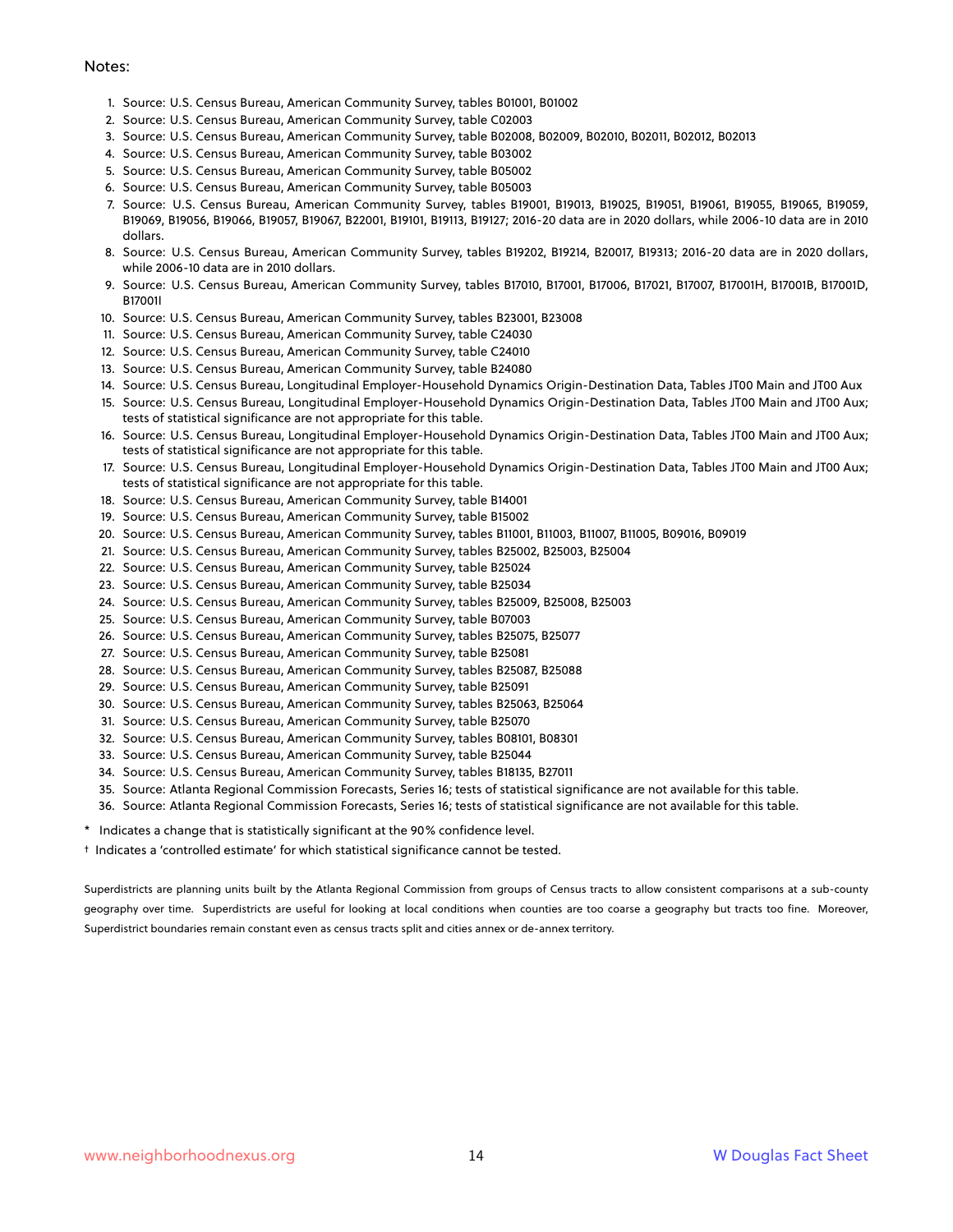Notes:

1. Source: U.S. Census Bureau, American Community Survey, tables B01001, B01002
2. Source: U.S. Census Bureau, American Community Survey, table C02003
3. Source: U.S. Census Bureau, American Community Survey, table B02008, B02009, B02010, B02011, B02012, B02013
4. Source: U.S. Census Bureau, American Community Survey, table B03002
5. Source: U.S. Census Bureau, American Community Survey, table B05002
6. Source: U.S. Census Bureau, American Community Survey, table B05003
7. Source: U.S. Census Bureau, American Community Survey, tables B19001, B19013, B19025, B19051, B19061, B19055, B19065, B19059, B19069, B19056, B19066, B19057, B19067, B22001, B19101, B19113, B19127; 2016-20 data are in 2020 dollars, while 2006-10 data are in 2010 dollars.
8. Source: U.S. Census Bureau, American Community Survey, tables B19202, B19214, B20017, B19313; 2016-20 data are in 2020 dollars, while 2006-10 data are in 2010 dollars.
9. Source: U.S. Census Bureau, American Community Survey, tables B17010, B17001, B17006, B17021, B17007, B17001H, B17001B, B17001D, B17001I
10. Source: U.S. Census Bureau, American Community Survey, tables B23001, B23008
11. Source: U.S. Census Bureau, American Community Survey, table C24030
12. Source: U.S. Census Bureau, American Community Survey, table C24010
13. Source: U.S. Census Bureau, American Community Survey, table B24080
14. Source: U.S. Census Bureau, Longitudinal Employer-Household Dynamics Origin-Destination Data, Tables JT00 Main and JT00 Aux
15. Source: U.S. Census Bureau, Longitudinal Employer-Household Dynamics Origin-Destination Data, Tables JT00 Main and JT00 Aux; tests of statistical significance are not appropriate for this table.
16. Source: U.S. Census Bureau, Longitudinal Employer-Household Dynamics Origin-Destination Data, Tables JT00 Main and JT00 Aux; tests of statistical significance are not appropriate for this table.
17. Source: U.S. Census Bureau, Longitudinal Employer-Household Dynamics Origin-Destination Data, Tables JT00 Main and JT00 Aux; tests of statistical significance are not appropriate for this table.
18. Source: U.S. Census Bureau, American Community Survey, table B14001
19. Source: U.S. Census Bureau, American Community Survey, table B15002
20. Source: U.S. Census Bureau, American Community Survey, tables B11001, B11003, B11007, B11005, B09016, B09019
21. Source: U.S. Census Bureau, American Community Survey, tables B25002, B25003, B25004
22. Source: U.S. Census Bureau, American Community Survey, table B25024
23. Source: U.S. Census Bureau, American Community Survey, table B25034
24. Source: U.S. Census Bureau, American Community Survey, tables B25009, B25008, B25003
25. Source: U.S. Census Bureau, American Community Survey, table B07003
26. Source: U.S. Census Bureau, American Community Survey, tables B25075, B25077
27. Source: U.S. Census Bureau, American Community Survey, table B25081
28. Source: U.S. Census Bureau, American Community Survey, tables B25087, B25088
29. Source: U.S. Census Bureau, American Community Survey, table B25091
30. Source: U.S. Census Bureau, American Community Survey, tables B25063, B25064
31. Source: U.S. Census Bureau, American Community Survey, table B25070
32. Source: U.S. Census Bureau, American Community Survey, tables B08101, B08301
33. Source: U.S. Census Bureau, American Community Survey, table B25044
34. Source: U.S. Census Bureau, American Community Survey, tables B18135, B27011
35. Source: Atlanta Regional Commission Forecasts, Series 16; tests of statistical significance are not available for this table.
36. Source: Atlanta Regional Commission Forecasts, Series 16; tests of statistical significance are not available for this table.

\* Indicates a change that is statistically significant at the 90% confidence level.

† Indicates a 'controlled estimate' for which statistical significance cannot be tested.

Superdistricts are planning units built by the Atlanta Regional Commission from groups of Census tracts to allow consistent comparisons at a sub-county geography over time. Superdistricts are useful for looking at local conditions when counties are too coarse a geography but tracts too fine. Moreover, Superdistrict boundaries remain constant even as census tracts split and cities annex or de-annex territory.